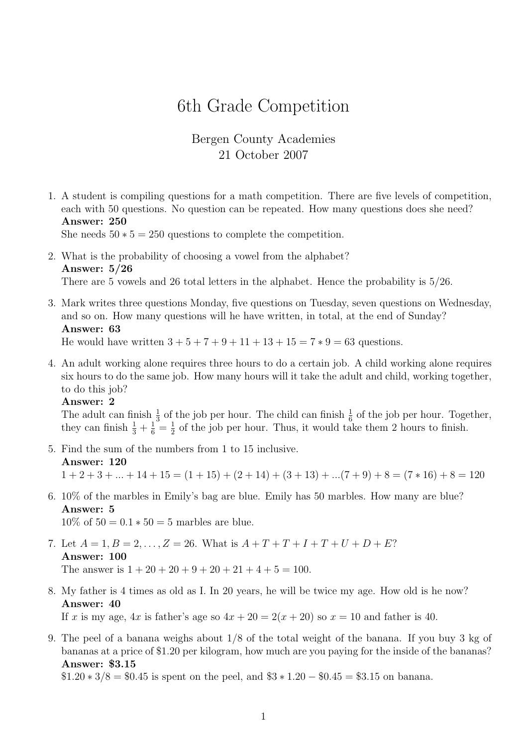# 6th Grade Competition

Bergen County Academies
21 October 2007

1. A student is compiling questions for a math competition. There are five levels of competition, each with 50 questions. No question can be repeated. How many questions does she need?
   **Answer: 250**
   She needs $50 * 5 = 250$ questions to complete the competition.

2. What is the probability of choosing a vowel from the alphabet?
   **Answer: 5/26**
   There are 5 vowels and 26 total letters in the alphabet. Hence the probability is 5/26.

3. Mark writes three questions Monday, five questions on Tuesday, seven questions on Wednesday, and so on. How many questions will he have written, in total, at the end of Sunday?
   **Answer: 63**
   He would have written $3 + 5 + 7 + 9 + 11 + 13 + 15 = 7 * 9 = 63$ questions.

4. An adult working alone requires three hours to do a certain job. A child working alone requires six hours to do the same job. How many hours will it take the adult and child, working together, to do this job?
   **Answer: 2**
   The adult can finish $\frac{1}{3}$ of the job per hour. The child can finish $\frac{1}{6}$ of the job per hour. Together, they can finish $\frac{1}{3} + \frac{1}{6} = \frac{1}{2}$ of the job per hour. Thus, it would take them 2 hours to finish.

5. Find the sum of the numbers from 1 to 15 inclusive.
   **Answer: 120**
   $1 + 2 + 3 + ... + 14 + 15 = (1 + 15) + (2 + 14) + (3 + 13) + ...(7 + 9) + 8 = (7 * 16) + 8 = 120$

6. 10% of the marbles in Emily's bag are blue. Emily has 50 marbles. How many are blue?
   **Answer: 5**
   10% of $50 = 0.1 * 50 = 5$ marbles are blue.

7. Let $A = 1, B = 2, \ldots, Z = 26$. What is $A + T + T + I + T + U + D + E$?
   **Answer: 100**
   The answer is $1 + 20 + 20 + 9 + 20 + 21 + 4 + 5 = 100$.

8. My father is 4 times as old as I. In 20 years, he will be twice my age. How old is he now?
   **Answer: 40**
   If $x$ is my age, $4x$ is father's age so $4x + 20 = 2(x + 20)$ so $x = 10$ and father is 40.

9. The peel of a banana weighs about 1/8 of the total weight of the banana. If you buy 3 kg of bananas at a price of \$1.20 per kilogram, how much are you paying for the inside of the bananas?
   **Answer: \$3.15**
   $\$1.20 * 3/8 = \$0.45$ is spent on the peel, and $\$3 * 1.20 - \$0.45 = \$3.15$ on banana.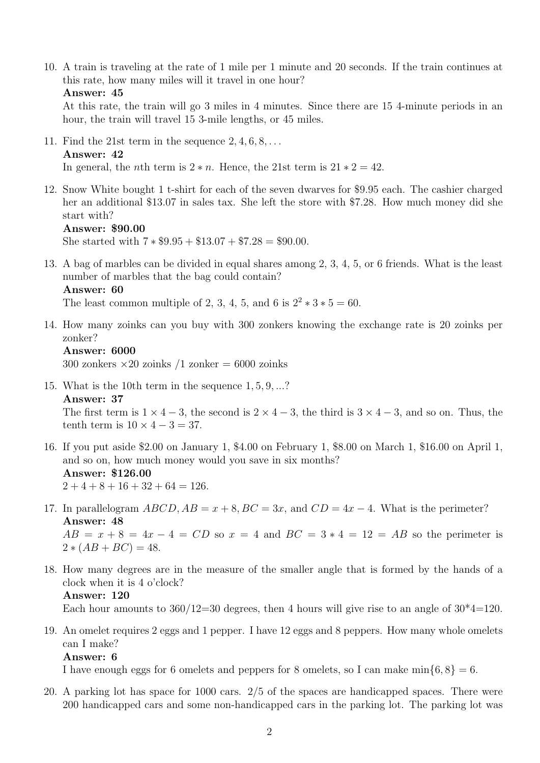10. A train is traveling at the rate of 1 mile per 1 minute and 20 seconds. If the train continues at this rate, how many miles will it travel in one hour?
    **Answer: 45**
    At this rate, the train will go 3 miles in 4 minutes. Since there are 15 4-minute periods in an hour, the train will travel 15 3-mile lengths, or 45 miles.

11. Find the 21st term in the sequence $2, 4, 6, 8, \ldots$
    **Answer: 42**
    In general, the $n$th term is $2 * n$. Hence, the 21st term is $21 * 2 = 42$.

12. Snow White bought 1 t-shirt for each of the seven dwarves for \$9.95 each. The cashier charged her an additional \$13.07 in sales tax. She left the store with \$7.28. How much money did she start with?
    **Answer: \$90.00**
    She started with $7 * \$9.95 + \$13.07 + \$7.28 = \$90.00$.

13. A bag of marbles can be divided in equal shares among 2, 3, 4, 5, or 6 friends. What is the least number of marbles that the bag could contain?
    **Answer: 60**
    The least common multiple of 2, 3, 4, 5, and 6 is $2^2 * 3 * 5 = 60$.

14. How many zoinks can you buy with 300 zonkers knowing the exchange rate is 20 zoinks per zonker?
    **Answer: 6000**
    300 zonkers $\times 20$ zoinks /1 zonker = 6000 zoinks

15. What is the 10th term in the sequence $1, 5, 9, \ldots$?
    **Answer: 37**
    The first term is $1 \times 4 - 3$, the second is $2 \times 4 - 3$, the third is $3 \times 4 - 3$, and so on. Thus, the tenth term is $10 \times 4 - 3 = 37$.

16. If you put aside \$2.00 on January 1, \$4.00 on February 1, \$8.00 on March 1, \$16.00 on April 1, and so on, how much money would you save in six months?
    **Answer: \$126.00**
    $2 + 4 + 8 + 16 + 32 + 64 = 126$.

17. In parallelogram $ABCD, AB = x + 8, BC = 3x$, and $CD = 4x - 4$. What is the perimeter?
    **Answer: 48**
    $AB = x + 8 = 4x - 4 = CD$ so $x = 4$ and $BC = 3 * 4 = 12 = AB$ so the perimeter is $2 * (AB + BC) = 48$.

18. How many degrees are in the measure of the smaller angle that is formed by the hands of a clock when it is 4 o'clock?
    **Answer: 120**
    Each hour amounts to 360/12=30 degrees, then 4 hours will give rise to an angle of 30*4=120.

19. An omelet requires 2 eggs and 1 pepper. I have 12 eggs and 8 peppers. How many whole omelets can I make?
    **Answer: 6**
    I have enough eggs for 6 omelets and peppers for 8 omelets, so I can make $\min\{6, 8\} = 6$.

20. A parking lot has space for 1000 cars. 2/5 of the spaces are handicapped spaces. There were 200 handicapped cars and some non-handicapped cars in the parking lot. The parking lot was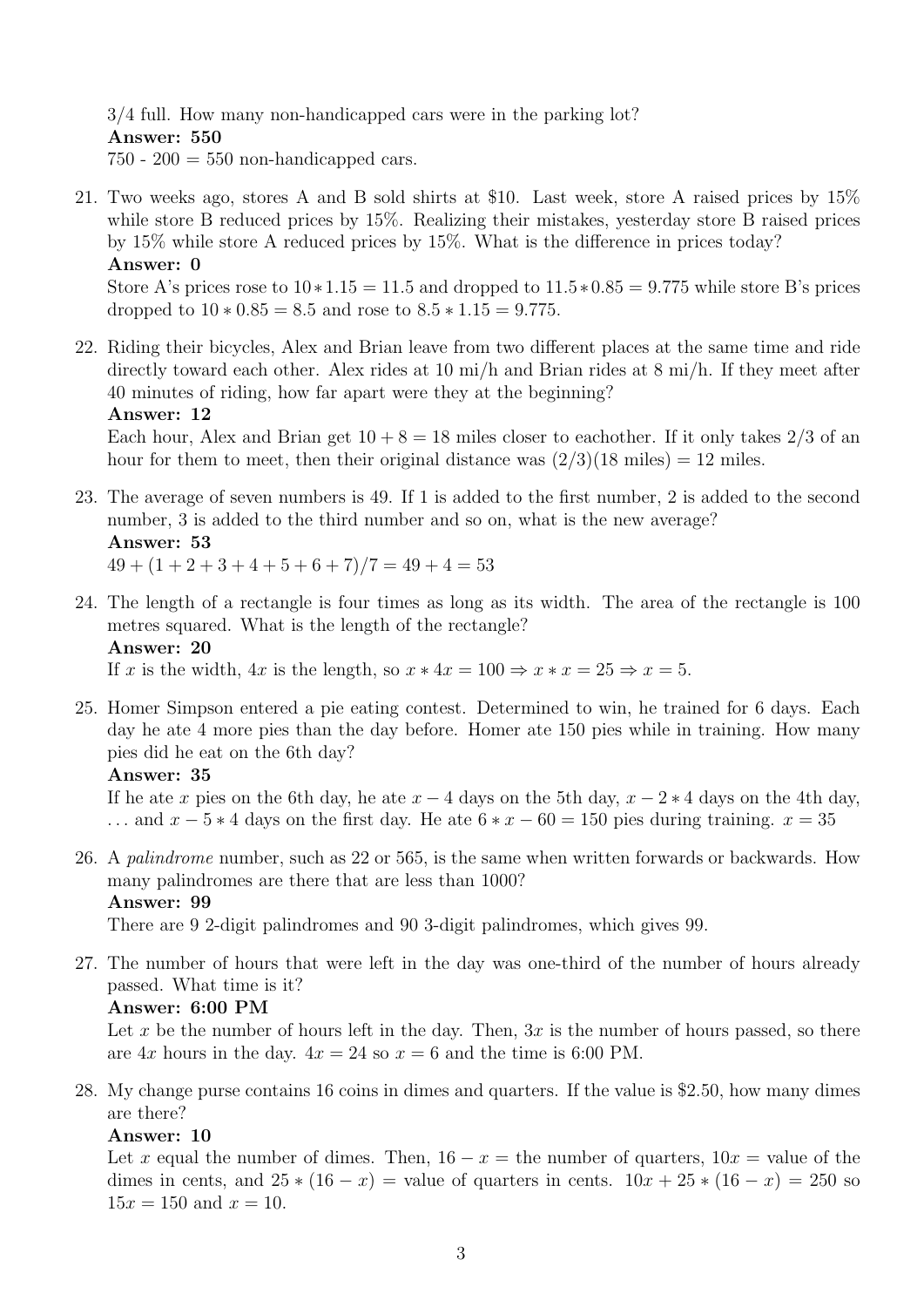3/4 full. How many non-handicapped cars were in the parking lot?

**Answer: 550**

750 - 200 = 550 non-handicapped cars.

21. Two weeks ago, stores A and B sold shirts at \$10. Last week, store A raised prices by 15% while store B reduced prices by 15%. Realizing their mistakes, yesterday store B raised prices by 15% while store A reduced prices by 15%. What is the difference in prices today?

    **Answer: 0**

    Store A's prices rose to $10 * 1.15 = 11.5$ and dropped to $11.5 * 0.85 = 9.775$ while store B's prices dropped to $10 * 0.85 = 8.5$ and rose to $8.5 * 1.15 = 9.775$.

22. Riding their bicycles, Alex and Brian leave from two different places at the same time and ride directly toward each other. Alex rides at 10 mi/h and Brian rides at 8 mi/h. If they meet after 40 minutes of riding, how far apart were they at the beginning?

    **Answer: 12**

    Each hour, Alex and Brian get $10 + 8 = 18$ miles closer to eachother. If it only takes 2/3 of an hour for them to meet, then their original distance was $(2/3)(18 \text{ miles}) = 12$ miles.

23. The average of seven numbers is 49. If 1 is added to the first number, 2 is added to the second number, 3 is added to the third number and so on, what is the new average?

    **Answer: 53**

    $49 + (1 + 2 + 3 + 4 + 5 + 6 + 7)/7 = 49 + 4 = 53$

24. The length of a rectangle is four times as long as its width. The area of the rectangle is 100 metres squared. What is the length of the rectangle?

    **Answer: 20**

    If $x$ is the width, $4x$ is the length, so $x * 4x = 100 \Rightarrow x * x = 25 \Rightarrow x = 5$.

25. Homer Simpson entered a pie eating contest. Determined to win, he trained for 6 days. Each day he ate 4 more pies than the day before. Homer ate 150 pies while in training. How many pies did he eat on the 6th day?

    **Answer: 35**

    If he ate $x$ pies on the 6th day, he ate $x - 4$ days on the 5th day, $x - 2 * 4$ days on the 4th day, ... and $x - 5 * 4$ days on the first day. He ate $6 * x - 60 = 150$ pies during training. $x = 35$

26. A *palindrome* number, such as 22 or 565, is the same when written forwards or backwards. How many palindromes are there that are less than 1000?

    **Answer: 99**

    There are 9 2-digit palindromes and 90 3-digit palindromes, which gives 99.

27. The number of hours that were left in the day was one-third of the number of hours already passed. What time is it?

    **Answer: 6:00 PM**

    Let $x$ be the number of hours left in the day. Then, $3x$ is the number of hours passed, so there are $4x$ hours in the day. $4x = 24$ so $x = 6$ and the time is 6:00 PM.

28. My change purse contains 16 coins in dimes and quarters. If the value is \$2.50, how many dimes are there?

    **Answer: 10**

    Let $x$ equal the number of dimes. Then, $16 - x =$ the number of quarters, $10x =$ value of the dimes in cents, and $25 * (16 - x) =$ value of quarters in cents. $10x + 25 * (16 - x) = 250$ so $15x = 150$ and $x = 10$.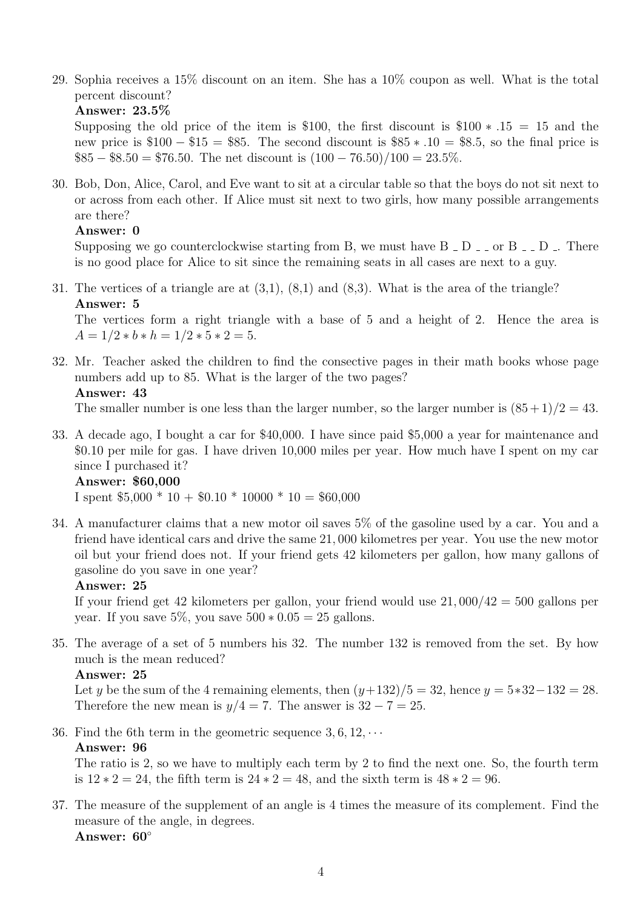29. Sophia receives a 15% discount on an item. She has a 10% coupon as well. What is the total percent discount?

    **Answer: 23.5%**

    Supposing the old price of the item is \$100, the first discount is $\$100 * .15 = 15$ and the new price is $\$100 - \$15 = \$85$. The second discount is $\$85 * .10 = \$8.5$, so the final price is $\$85 - \$8.50 = \$76.50$. The net discount is $(100 - 76.50)/100 = 23.5\%$.

30. Bob, Don, Alice, Carol, and Eve want to sit at a circular table so that the boys do not sit next to or across from each other. If Alice must sit next to two girls, how many possible arrangements are there?

    **Answer: 0**

    Supposing we go counterclockwise starting from B, we must have B _ D _ _ or B _ _ D _. There is no good place for Alice to sit since the remaining seats in all cases are next to a guy.

31. The vertices of a triangle are at (3,1), (8,1) and (8,3). What is the area of the triangle?

    **Answer: 5**

    The vertices form a right triangle with a base of 5 and a height of 2. Hence the area is $A = 1/2 * b * h = 1/2 * 5 * 2 = 5$.

32. Mr. Teacher asked the children to find the consective pages in their math books whose page numbers add up to 85. What is the larger of the two pages?

    **Answer: 43**

    The smaller number is one less than the larger number, so the larger number is $(85+1)/2 = 43$.

33. A decade ago, I bought a car for \$40,000. I have since paid \$5,000 a year for maintenance and \$0.10 per mile for gas. I have driven 10,000 miles per year. How much have I spent on my car since I purchased it?

    **Answer: \$60,000**

    I spent \$5,000 * 10 + \$0.10 * 10000 * 10 = \$60,000

34. A manufacturer claims that a new motor oil saves 5% of the gasoline used by a car. You and a friend have identical cars and drive the same 21,000 kilometres per year. You use the new motor oil but your friend does not. If your friend gets 42 kilometers per gallon, how many gallons of gasoline do you save in one year?

    **Answer: 25**

    If your friend get 42 kilometers per gallon, your friend would use $21,000/42 = 500$ gallons per year. If you save 5%, you save $500 * 0.05 = 25$ gallons.

35. The average of a set of 5 numbers his 32. The number 132 is removed from the set. By how much is the mean reduced?

    **Answer: 25**

    Let $y$ be the sum of the 4 remaining elements, then $(y+132)/5 = 32$, hence $y = 5*32-132 = 28$. Therefore the new mean is $y/4 = 7$. The answer is $32 - 7 = 25$.

36. Find the 6th term in the geometric sequence $3, 6, 12, \cdots$

    **Answer: 96**

    The ratio is 2, so we have to multiply each term by 2 to find the next one. So, the fourth term is $12 * 2 = 24$, the fifth term is $24 * 2 = 48$, and the sixth term is $48 * 2 = 96$.

37. The measure of the supplement of an angle is 4 times the measure of its complement. Find the measure of the angle, in degrees.

    **Answer: 60°**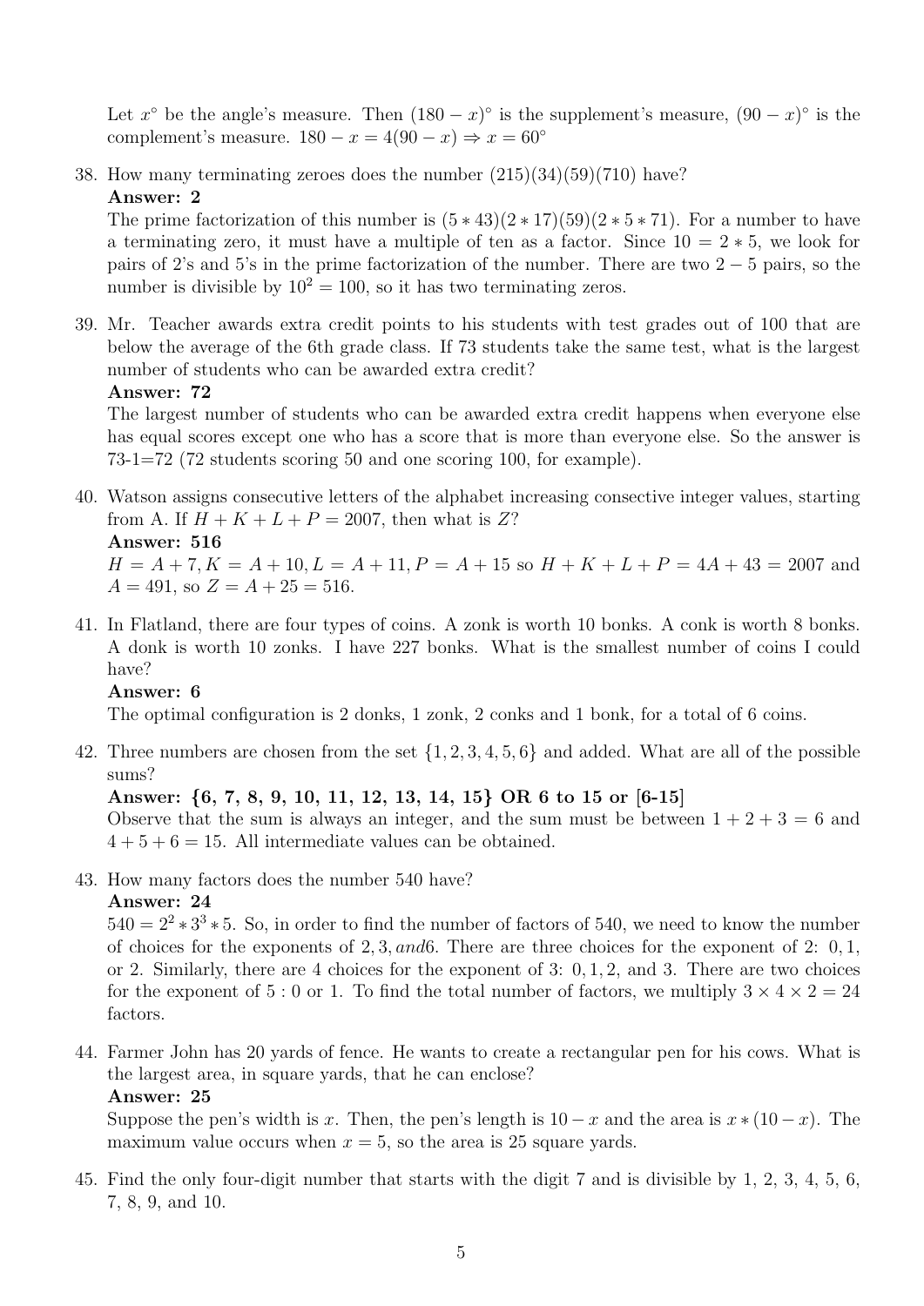Let $x^\circ$ be the angle's measure. Then $(180 - x)^\circ$ is the supplement's measure, $(90 - x)^\circ$ is the complement's measure. $180 - x = 4(90 - x) \Rightarrow x = 60^\circ$

38. How many terminating zeroes does the number (215)(34)(59)(710) have?

    **Answer: 2**

    The prime factorization of this number is $(5 * 43)(2 * 17)(59)(2 * 5 * 71)$. For a number to have a terminating zero, it must have a multiple of ten as a factor. Since $10 = 2 * 5$, we look for pairs of 2's and 5's in the prime factorization of the number. There are two $2 - 5$ pairs, so the number is divisible by $10^2 = 100$, so it has two terminating zeros.

39. Mr. Teacher awards extra credit points to his students with test grades out of 100 that are below the average of the 6th grade class. If 73 students take the same test, what is the largest number of students who can be awarded extra credit?

    **Answer: 72**

    The largest number of students who can be awarded extra credit happens when everyone else has equal scores except one who has a score that is more than everyone else. So the answer is 73-1=72 (72 students scoring 50 and one scoring 100, for example).

40. Watson assigns consecutive letters of the alphabet increasing consective integer values, starting from A. If $H + K + L + P = 2007$, then what is $Z$?

    **Answer: 516**

    $H = A + 7, K = A + 10, L = A + 11, P = A + 15$ so $H + K + L + P = 4A + 43 = 2007$ and $A = 491$, so $Z = A + 25 = 516$.

41. In Flatland, there are four types of coins. A zonk is worth 10 bonks. A conk is worth 8 bonks. A donk is worth 10 zonks. I have 227 bonks. What is the smallest number of coins I could have?

    **Answer: 6**

    The optimal configuration is 2 donks, 1 zonk, 2 conks and 1 bonk, for a total of 6 coins.

42. Three numbers are chosen from the set $\{1, 2, 3, 4, 5, 6\}$ and added. What are all of the possible sums?

    **Answer: {6, 7, 8, 9, 10, 11, 12, 13, 14, 15} OR 6 to 15 or [6-15]**

    Observe that the sum is always an integer, and the sum must be between $1 + 2 + 3 = 6$ and $4 + 5 + 6 = 15$. All intermediate values can be obtained.

43. How many factors does the number 540 have?

    **Answer: 24**

    $540 = 2^2 * 3^3 * 5$. So, in order to find the number of factors of 540, we need to know the number of choices for the exponents of $2, 3, and 6$. There are three choices for the exponent of 2: $0, 1$, or 2. Similarly, there are 4 choices for the exponent of 3: $0, 1, 2$, and 3. There are two choices for the exponent of $5 : 0$ or 1. To find the total number of factors, we multiply $3 \times 4 \times 2 = 24$ factors.

44. Farmer John has 20 yards of fence. He wants to create a rectangular pen for his cows. What is the largest area, in square yards, that he can enclose?

    **Answer: 25**

    Suppose the pen's width is $x$. Then, the pen's length is $10 - x$ and the area is $x * (10 - x)$. The maximum value occurs when $x = 5$, so the area is 25 square yards.

45. Find the only four-digit number that starts with the digit 7 and is divisible by 1, 2, 3, 4, 5, 6, 7, 8, 9, and 10.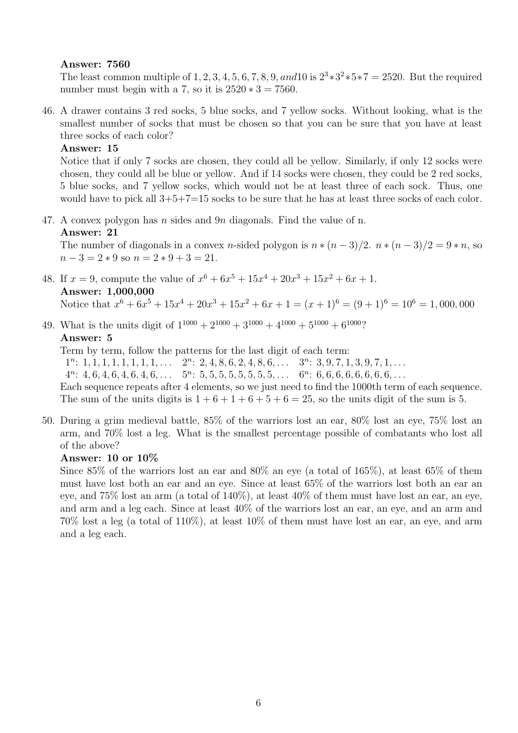**Answer: 7560**

The least common multiple of $1, 2, 3, 4, 5, 6, 7, 8, 9, and 10$ is $2^3 * 3^2 * 5 * 7 = 2520$. But the required number must begin with a 7, so it is $2520 * 3 = 7560$.

46. A drawer contains 3 red socks, 5 blue socks, and 7 yellow socks. Without looking, what is the smallest number of socks that must be chosen so that you can be sure that you have at least three socks of each color?

    **Answer: 15**

    Notice that if only 7 socks are chosen, they could all be yellow. Similarly, if only 12 socks were chosen, they could all be blue or yellow. And if 14 socks were chosen, they could be 2 red socks, 5 blue socks, and 7 yellow socks, which would not be at least three of each sock. Thus, one would have to pick all 3+5+7=15 socks to be sure that he has at least three socks of each color.

47. A convex polygon has $n$ sides and $9n$ diagonals. Find the value of n.

    **Answer: 21**

    The number of diagonals in a convex $n$-sided polygon is $n * (n-3)/2$. $n * (n-3)/2 = 9 * n$, so $n - 3 = 2 * 9$ so $n = 2 * 9 + 3 = 21$.

48. If $x = 9$, compute the value of $x^6 + 6x^5 + 15x^4 + 20x^3 + 15x^2 + 6x + 1$.

    **Answer: 1,000,000**

    Notice that $x^6 + 6x^5 + 15x^4 + 20x^3 + 15x^2 + 6x + 1 = (x+1)^6 = (9+1)^6 = 10^6 = 1,000,000$

49. What is the units digit of $1^{1000} + 2^{1000} + 3^{1000} + 4^{1000} + 5^{1000} + 6^{1000}$?

    **Answer: 5**

    Term by term, follow the patterns for the last digit of each term:

    $1^n$: $1, 1, 1, 1, 1, 1, 1, 1, \ldots$ $2^n$: $2, 4, 8, 6, 2, 4, 8, 6, \ldots$ $3^n$: $3, 9, 7, 1, 3, 9, 7, 1, \ldots$

    $4^n$: $4, 6, 4, 6, 4, 6, 4, 6, \ldots$ $5^n$: $5, 5, 5, 5, 5, 5, 5, 5, \ldots$ $6^n$: $6, 6, 6, 6, 6, 6, 6, 6, \ldots$

    Each sequence repeats after 4 elements, so we just need to find the 1000th term of each sequence. The sum of the units digits is $1 + 6 + 1 + 6 + 5 + 6 = 25$, so the units digit of the sum is 5.

50. During a grim medieval battle, 85% of the warriors lost an ear, 80% lost an eye, 75% lost an arm, and 70% lost a leg. What is the smallest percentage possible of combatants who lost all of the above?

    **Answer: 10 or 10%**

    Since 85% of the warriors lost an ear and 80% an eye (a total of 165%), at least 65% of them must have lost both an ear and an eye. Since at least 65% of the warriors lost both an ear an eye, and 75% lost an arm (a total of 140%), at least 40% of them must have lost an ear, an eye, and arm and a leg each. Since at least 40% of the warriors lost an ear, an eye, and an arm and 70% lost a leg (a total of 110%), at least 10% of them must have lost an ear, an eye, and arm and a leg each.